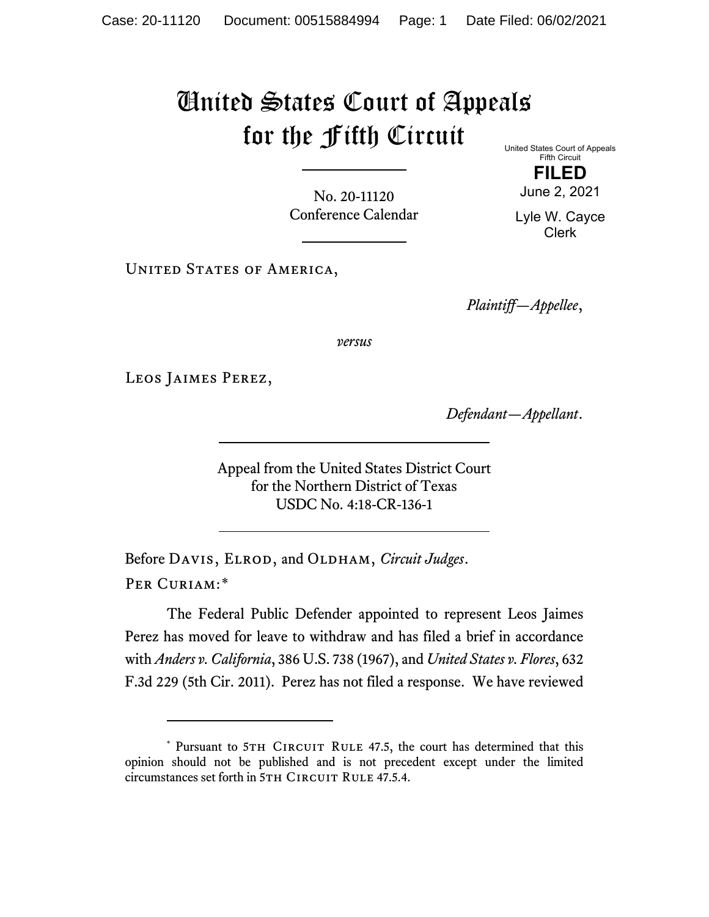# United States Court of Appeals for the Fifth Circuit

United States Court of Appeals
Fifth Circuit

**FILED**

June 2, 2021

Lyle W. Cayce
Clerk

No. 20-11120
Conference Calendar

United States of America,

*Plaintiff—Appellee*,

*versus*

Leos Jaimes Perez,

*Defendant—Appellant*.

Appeal from the United States District Court
for the Northern District of Texas
USDC No. 4:18-CR-136-1

Before Davis, Elrod, and Oldham, *Circuit Judges*.

Per Curiam:*

The Federal Public Defender appointed to represent Leos Jaimes Perez has moved for leave to withdraw and has filed a brief in accordance with *Anders v. California*, 386 U.S. 738 (1967), and *United States v. Flores*, 632 F.3d 229 (5th Cir. 2011). Perez has not filed a response. We have reviewed

---

* Pursuant to 5th Circuit Rule 47.5, the court has determined that this opinion should not be published and is not precedent except under the limited circumstances set forth in 5th Circuit Rule 47.5.4.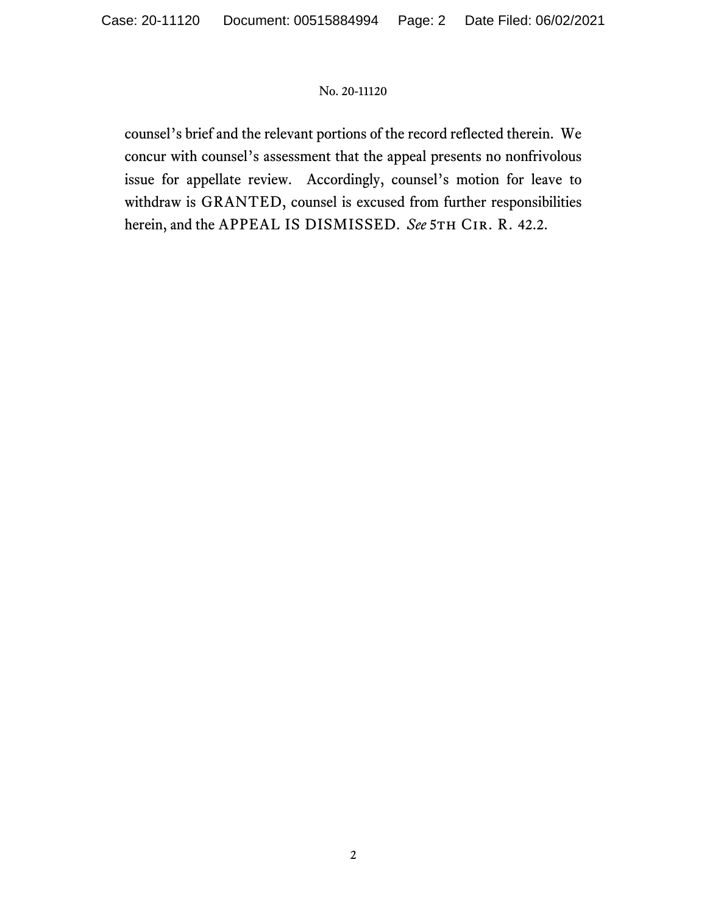counsel's brief and the relevant portions of the record reflected therein. We concur with counsel's assessment that the appeal presents no nonfrivolous issue for appellate review. Accordingly, counsel's motion for leave to withdraw is GRANTED, counsel is excused from further responsibilities herein, and the APPEAL IS DISMISSED. *See* 5TH CIR. R. 42.2.